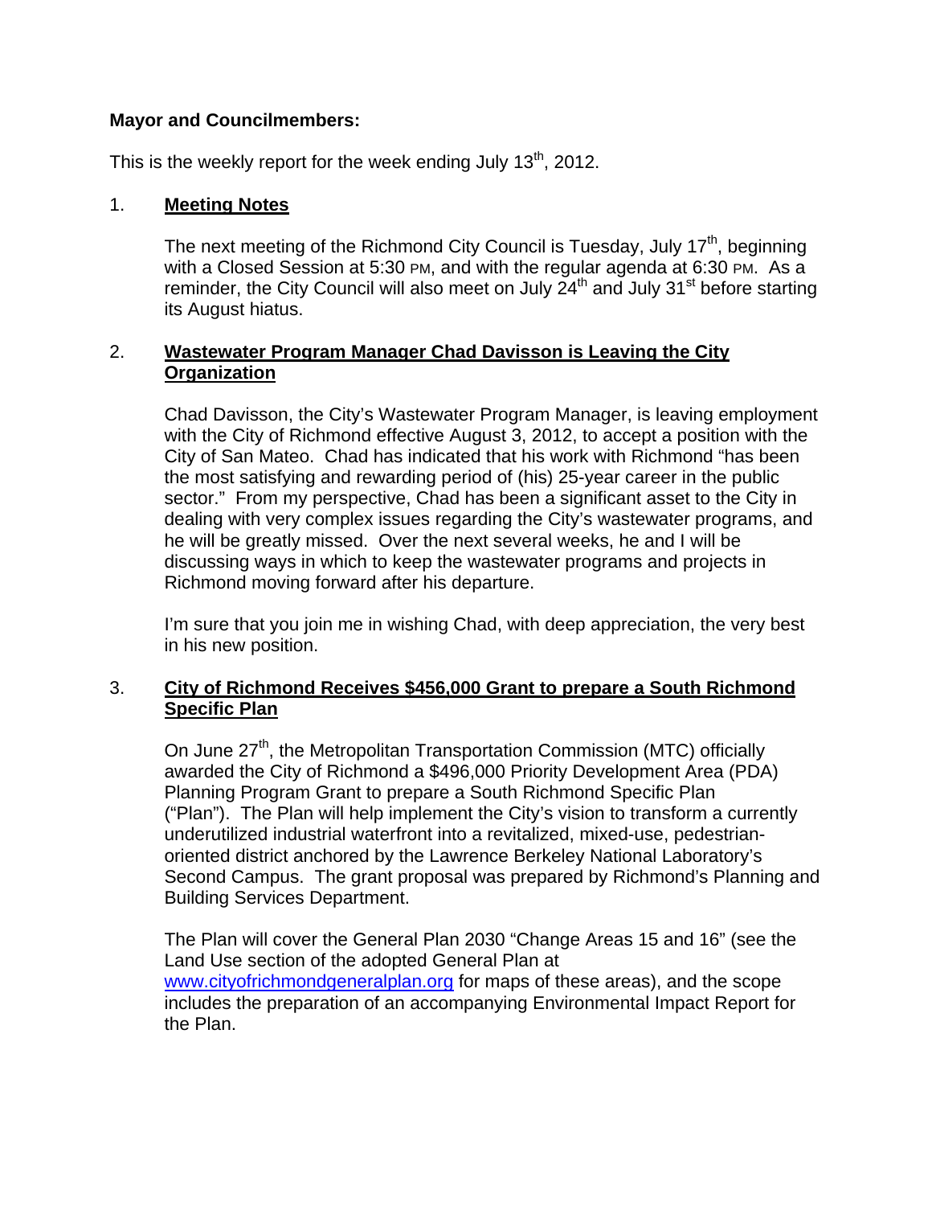**Mayor and Councilmembers:**

This is the weekly report for the week ending July 13th, 2012.

1. **Meeting Notes**

   The next meeting of the Richmond City Council is Tuesday, July 17th, beginning with a Closed Session at 5:30 PM, and with the regular agenda at 6:30 PM. As a reminder, the City Council will also meet on July 24th and July 31st before starting its August hiatus.

2. **Wastewater Program Manager Chad Davisson is Leaving the City Organization**

   Chad Davisson, the City's Wastewater Program Manager, is leaving employment with the City of Richmond effective August 3, 2012, to accept a position with the City of San Mateo. Chad has indicated that his work with Richmond "has been the most satisfying and rewarding period of (his) 25-year career in the public sector." From my perspective, Chad has been a significant asset to the City in dealing with very complex issues regarding the City's wastewater programs, and he will be greatly missed. Over the next several weeks, he and I will be discussing ways in which to keep the wastewater programs and projects in Richmond moving forward after his departure.

   I'm sure that you join me in wishing Chad, with deep appreciation, the very best in his new position.

3. **City of Richmond Receives $456,000 Grant to prepare a South Richmond Specific Plan**

   On June 27th, the Metropolitan Transportation Commission (MTC) officially awarded the City of Richmond a $496,000 Priority Development Area (PDA) Planning Program Grant to prepare a South Richmond Specific Plan ("Plan"). The Plan will help implement the City's vision to transform a currently underutilized industrial waterfront into a revitalized, mixed-use, pedestrian-oriented district anchored by the Lawrence Berkeley National Laboratory's Second Campus. The grant proposal was prepared by Richmond's Planning and Building Services Department.

   The Plan will cover the General Plan 2030 "Change Areas 15 and 16" (see the Land Use section of the adopted General Plan at www.cityofrichmondgeneralplan.org for maps of these areas), and the scope includes the preparation of an accompanying Environmental Impact Report for the Plan.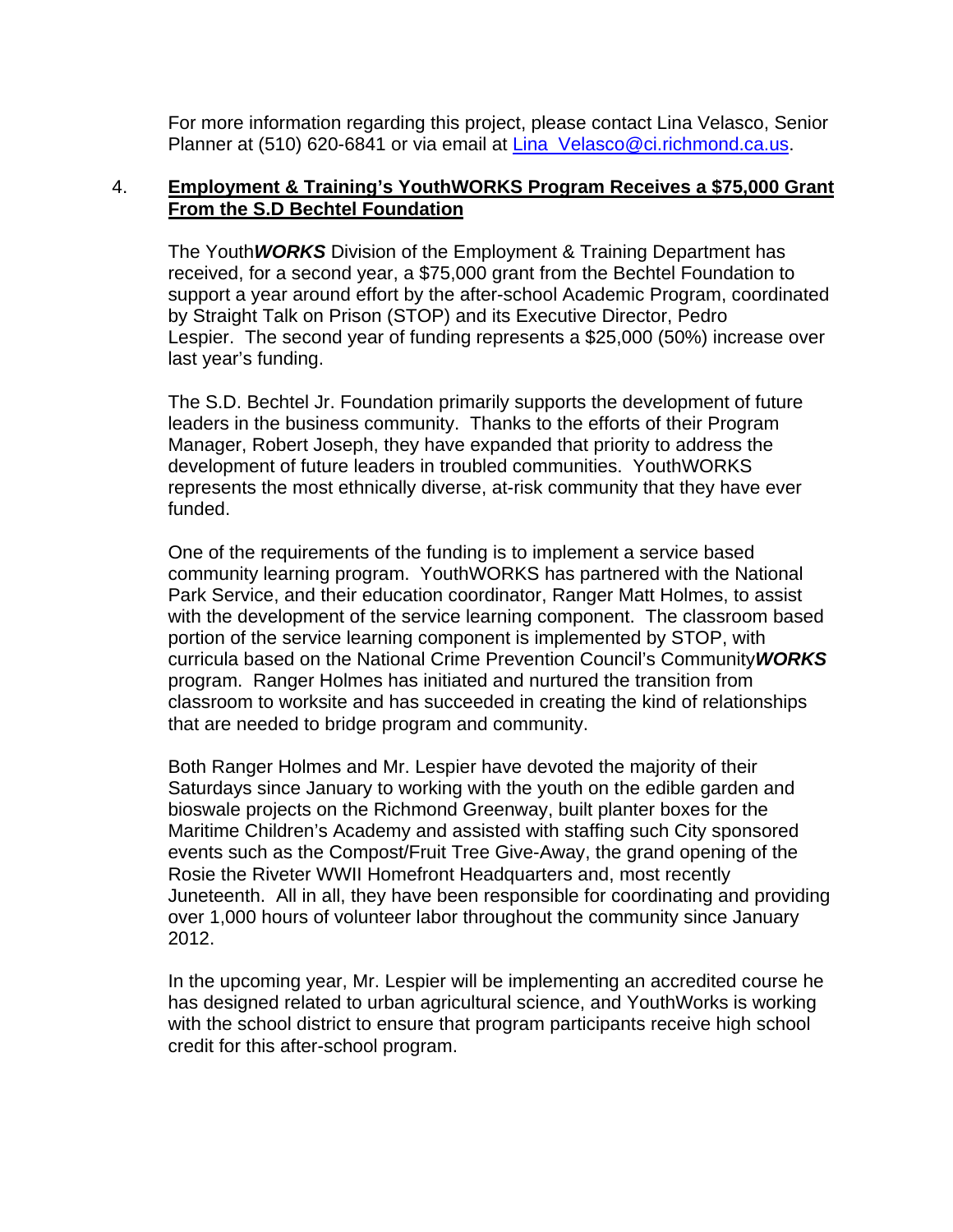For more information regarding this project, please contact Lina Velasco, Senior Planner at (510) 620-6841 or via email at [Lina_Velasco@ci.richmond.ca.us](mailto:Lina_Velasco@ci.richmond.ca.us).

4. **Employment & Training's YouthWORKS Program Receives a $75,000 Grant From the S.D Bechtel Foundation**

The Youth***WORKS*** Division of the Employment & Training Department has received, for a second year, a $75,000 grant from the Bechtel Foundation to support a year around effort by the after-school Academic Program, coordinated by Straight Talk on Prison (STOP) and its Executive Director, Pedro Lespier. The second year of funding represents a $25,000 (50%) increase over last year's funding.

The S.D. Bechtel Jr. Foundation primarily supports the development of future leaders in the business community. Thanks to the efforts of their Program Manager, Robert Joseph, they have expanded that priority to address the development of future leaders in troubled communities. YouthWORKS represents the most ethnically diverse, at-risk community that they have ever funded.

One of the requirements of the funding is to implement a service based community learning program. YouthWORKS has partnered with the National Park Service, and their education coordinator, Ranger Matt Holmes, to assist with the development of the service learning component. The classroom based portion of the service learning component is implemented by STOP, with curricula based on the National Crime Prevention Council's Community***WORKS*** program. Ranger Holmes has initiated and nurtured the transition from classroom to worksite and has succeeded in creating the kind of relationships that are needed to bridge program and community.

Both Ranger Holmes and Mr. Lespier have devoted the majority of their Saturdays since January to working with the youth on the edible garden and bioswale projects on the Richmond Greenway, built planter boxes for the Maritime Children's Academy and assisted with staffing such City sponsored events such as the Compost/Fruit Tree Give-Away, the grand opening of the Rosie the Riveter WWII Homefront Headquarters and, most recently Juneteenth. All in all, they have been responsible for coordinating and providing over 1,000 hours of volunteer labor throughout the community since January 2012.

In the upcoming year, Mr. Lespier will be implementing an accredited course he has designed related to urban agricultural science, and YouthWorks is working with the school district to ensure that program participants receive high school credit for this after-school program.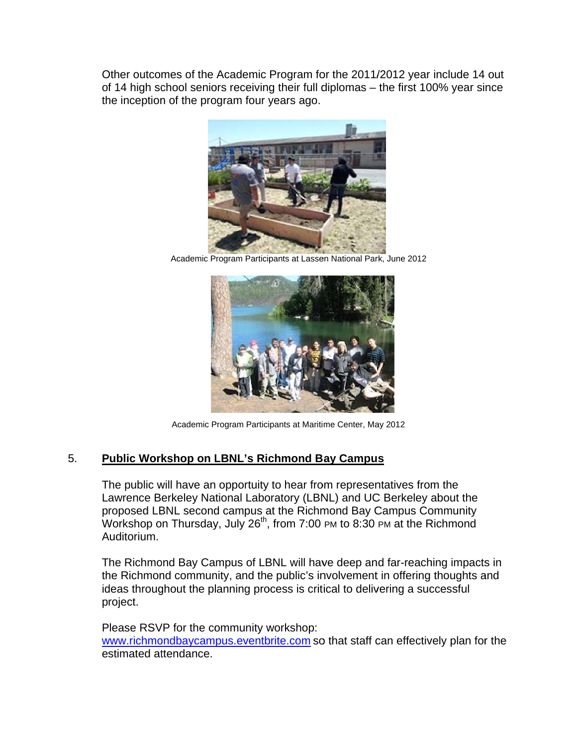Other outcomes of the Academic Program for the 2011/2012 year include 14 out of 14 high school seniors receiving their full diplomas – the first 100% year since the inception of the program four years ago.

Academic Program Participants at Lassen National Park, June 2012

Academic Program Participants at Maritime Center, May 2012

## 5. **Public Workshop on LBNL's Richmond Bay Campus**

The public will have an opportuity to hear from representatives from the Lawrence Berkeley National Laboratory (LBNL) and UC Berkeley about the proposed LBNL second campus at the Richmond Bay Campus Community Workshop on Thursday, July 26th, from 7:00 PM to 8:30 PM at the Richmond Auditorium.

The Richmond Bay Campus of LBNL will have deep and far-reaching impacts in the Richmond community, and the public's involvement in offering thoughts and ideas throughout the planning process is critical to delivering a successful project.

Please RSVP for the community workshop: www.richmondbaycampus.eventbrite.com so that staff can effectively plan for the estimated attendance.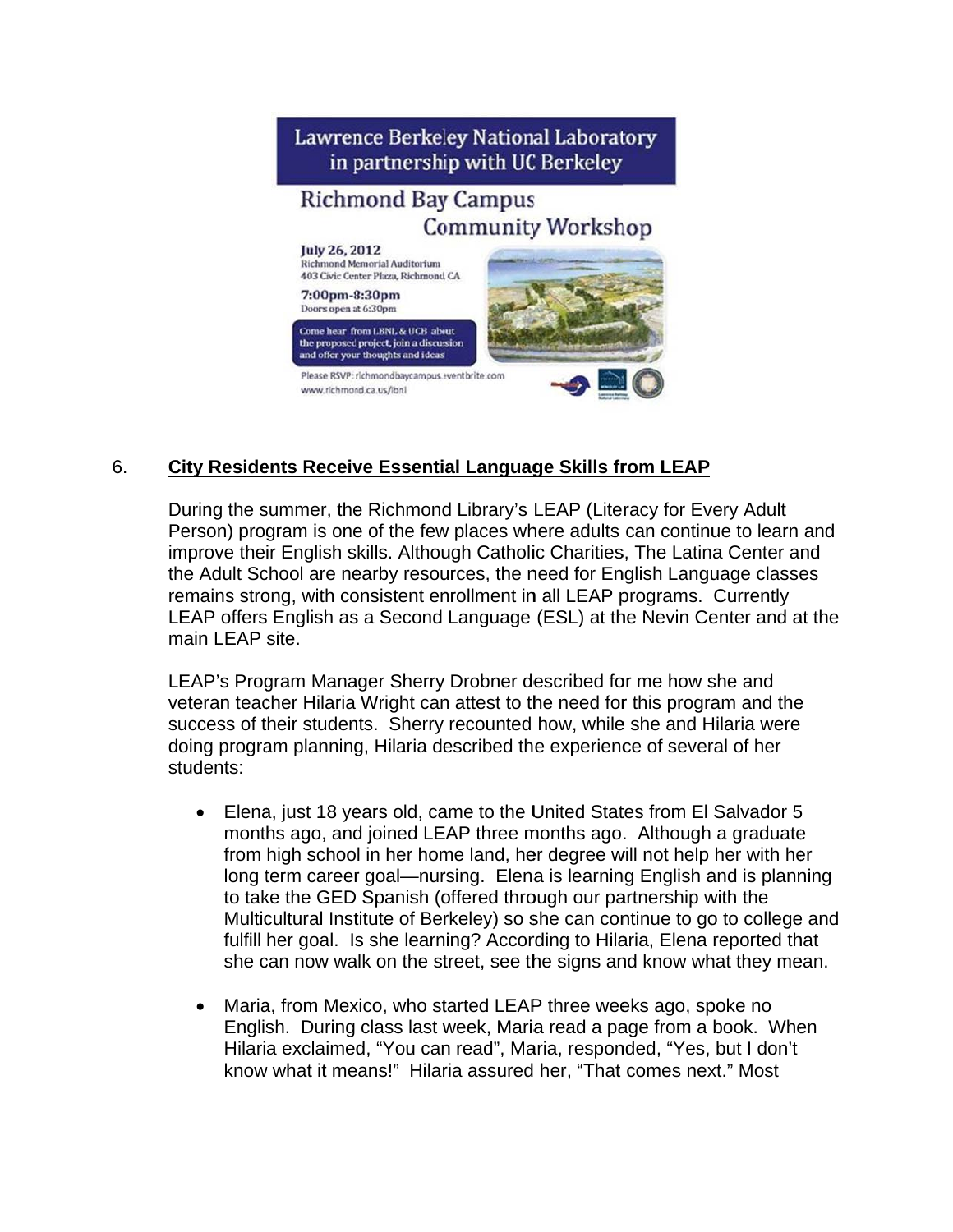**Lawrence Berkeley National Laboratory in partnership with UC Berkeley**

**Richmond Bay Campus Community Workshop**

**July 26, 2012**
Richmond Memorial Auditorium
403 Civic Center Plaza, Richmond CA

**7:00pm-8:30pm**
Doors open at 6:30pm

Come hear from LBNL & UCB about the proposed project, join a discussion and offer your thoughts and ideas

Please RSVP: richmondbaycampus.eventbrite.com
www.richmond.ca.us/lbnl

## 6. City Residents Receive Essential Language Skills from LEAP

During the summer, the Richmond Library's LEAP (Literacy for Every Adult Person) program is one of the few places where adults can continue to learn and improve their English skills. Although Catholic Charities, The Latina Center and the Adult School are nearby resources, the need for English Language classes remains strong, with consistent enrollment in all LEAP programs. Currently LEAP offers English as a Second Language (ESL) at the Nevin Center and at the main LEAP site.

LEAP's Program Manager Sherry Drobner described for me how she and veteran teacher Hilaria Wright can attest to the need for this program and the success of their students. Sherry recounted how, while she and Hilaria were doing program planning, Hilaria described the experience of several of her students:

- Elena, just 18 years old, came to the United States from El Salvador 5 months ago, and joined LEAP three months ago. Although a graduate from high school in her home land, her degree will not help her with her long term career goal—nursing. Elena is learning English and is planning to take the GED Spanish (offered through our partnership with the Multicultural Institute of Berkeley) so she can continue to go to college and fulfill her goal. Is she learning? According to Hilaria, Elena reported that she can now walk on the street, see the signs and know what they mean.

- Maria, from Mexico, who started LEAP three weeks ago, spoke no English. During class last week, Maria read a page from a book. When Hilaria exclaimed, "You can read", Maria, responded, "Yes, but I don't know what it means!" Hilaria assured her, "That comes next." Most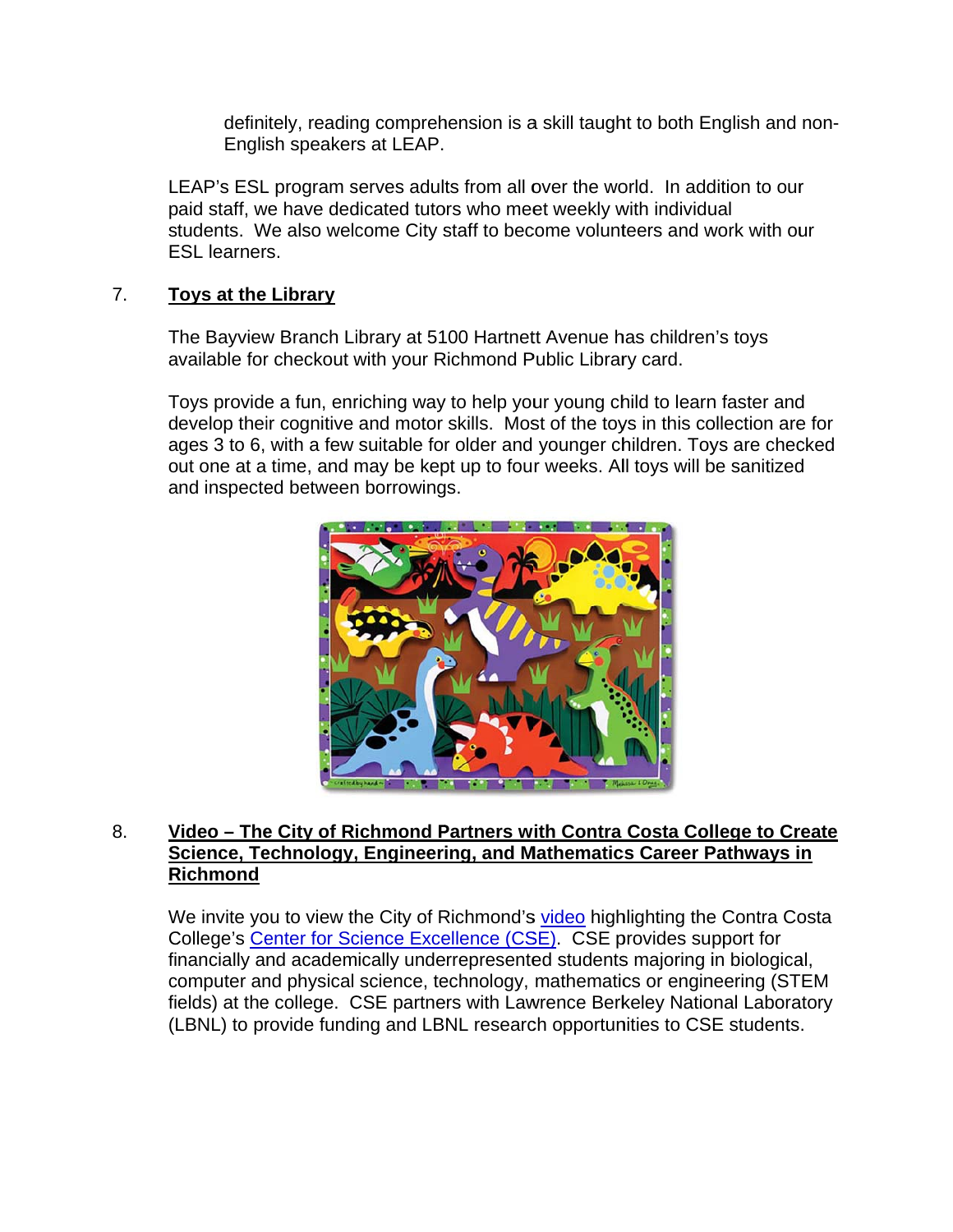definitely, reading comprehension is a skill taught to both English and non-English speakers at LEAP.

LEAP's ESL program serves adults from all over the world. In addition to our paid staff, we have dedicated tutors who meet weekly with individual students. We also welcome City staff to become volunteers and work with our ESL learners.

7. **Toys at the Library**

The Bayview Branch Library at 5100 Hartnett Avenue has children's toys available for checkout with your Richmond Public Library card.

Toys provide a fun, enriching way to help your young child to learn faster and develop their cognitive and motor skills. Most of the toys in this collection are for ages 3 to 6, with a few suitable for older and younger children. Toys are checked out one at a time, and may be kept up to four weeks. All toys will be sanitized and inspected between borrowings.

8. **Video – The City of Richmond Partners with Contra Costa College to Create Science, Technology, Engineering, and Mathematics Career Pathways in Richmond**

We invite you to view the City of Richmond's video highlighting the Contra Costa College's Center for Science Excellence (CSE). CSE provides support for financially and academically underrepresented students majoring in biological, computer and physical science, technology, mathematics or engineering (STEM fields) at the college. CSE partners with Lawrence Berkeley National Laboratory (LBNL) to provide funding and LBNL research opportunities to CSE students.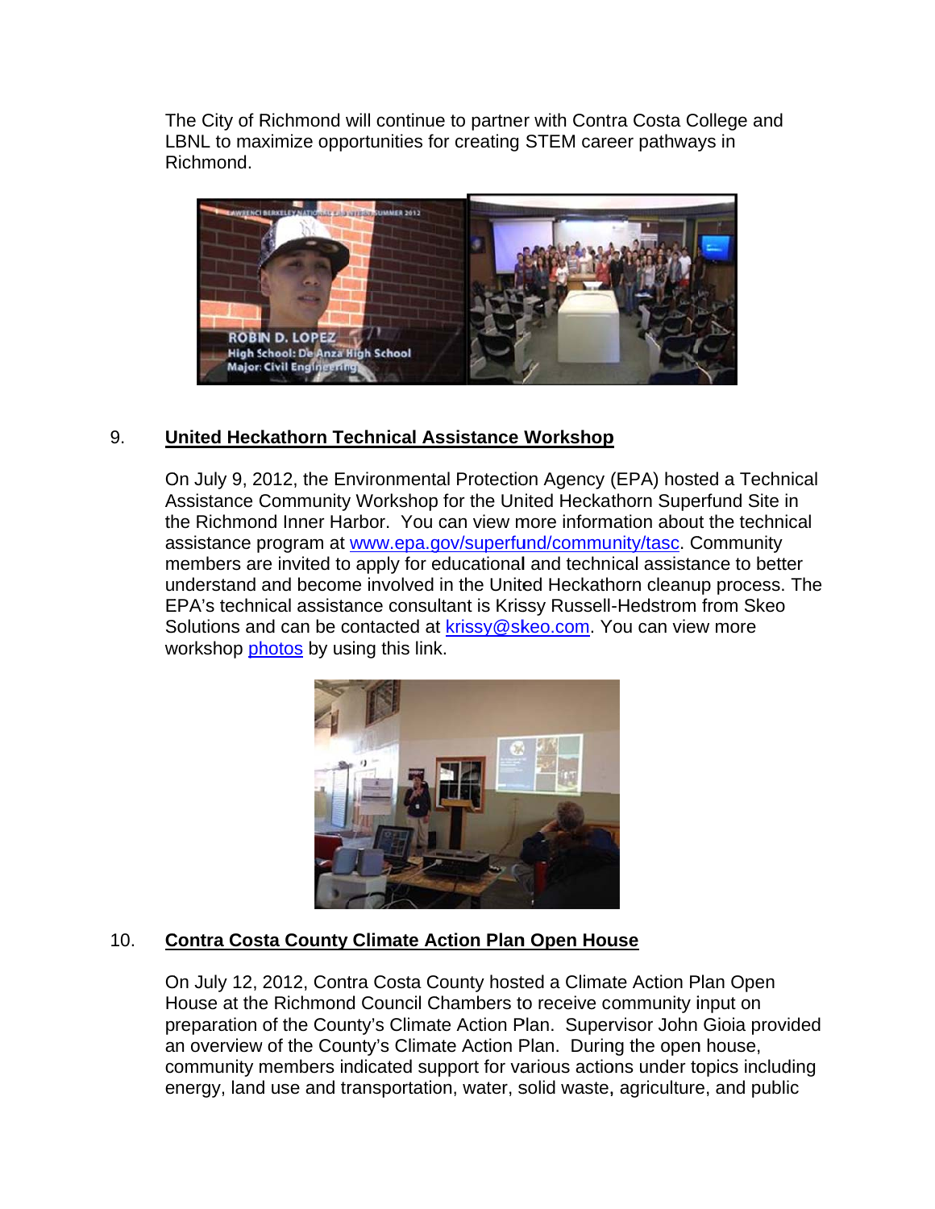The City of Richmond will continue to partner with Contra Costa College and LBNL to maximize opportunities for creating STEM career pathways in Richmond.

9. **United Heckathorn Technical Assistance Workshop**

On July 9, 2012, the Environmental Protection Agency (EPA) hosted a Technical Assistance Community Workshop for the United Heckathorn Superfund Site in the Richmond Inner Harbor. You can view more information about the technical assistance program at www.epa.gov/superfund/community/tasc. Community members are invited to apply for educational and technical assistance to better understand and become involved in the United Heckathorn cleanup process. The EPA's technical assistance consultant is Krissy Russell-Hedstrom from Skeo Solutions and can be contacted at krissy@skeo.com. You can view more workshop photos by using this link.

10. **Contra Costa County Climate Action Plan Open House**

On July 12, 2012, Contra Costa County hosted a Climate Action Plan Open House at the Richmond Council Chambers to receive community input on preparation of the County's Climate Action Plan. Supervisor John Gioia provided an overview of the County's Climate Action Plan. During the open house, community members indicated support for various actions under topics including energy, land use and transportation, water, solid waste, agriculture, and public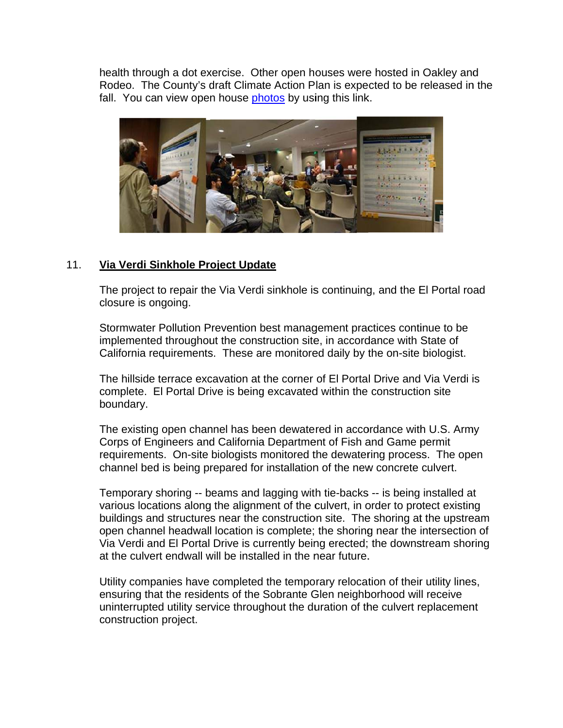health through a dot exercise. Other open houses were hosted in Oakley and Rodeo. The County's draft Climate Action Plan is expected to be released in the fall. You can view open house photos by using this link.

## 11. Via Verdi Sinkhole Project Update

The project to repair the Via Verdi sinkhole is continuing, and the El Portal road closure is ongoing.

Stormwater Pollution Prevention best management practices continue to be implemented throughout the construction site, in accordance with State of California requirements. These are monitored daily by the on-site biologist.

The hillside terrace excavation at the corner of El Portal Drive and Via Verdi is complete. El Portal Drive is being excavated within the construction site boundary.

The existing open channel has been dewatered in accordance with U.S. Army Corps of Engineers and California Department of Fish and Game permit requirements. On-site biologists monitored the dewatering process. The open channel bed is being prepared for installation of the new concrete culvert.

Temporary shoring -- beams and lagging with tie-backs -- is being installed at various locations along the alignment of the culvert, in order to protect existing buildings and structures near the construction site. The shoring at the upstream open channel headwall location is complete; the shoring near the intersection of Via Verdi and El Portal Drive is currently being erected; the downstream shoring at the culvert endwall will be installed in the near future.

Utility companies have completed the temporary relocation of their utility lines, ensuring that the residents of the Sobrante Glen neighborhood will receive uninterrupted utility service throughout the duration of the culvert replacement construction project.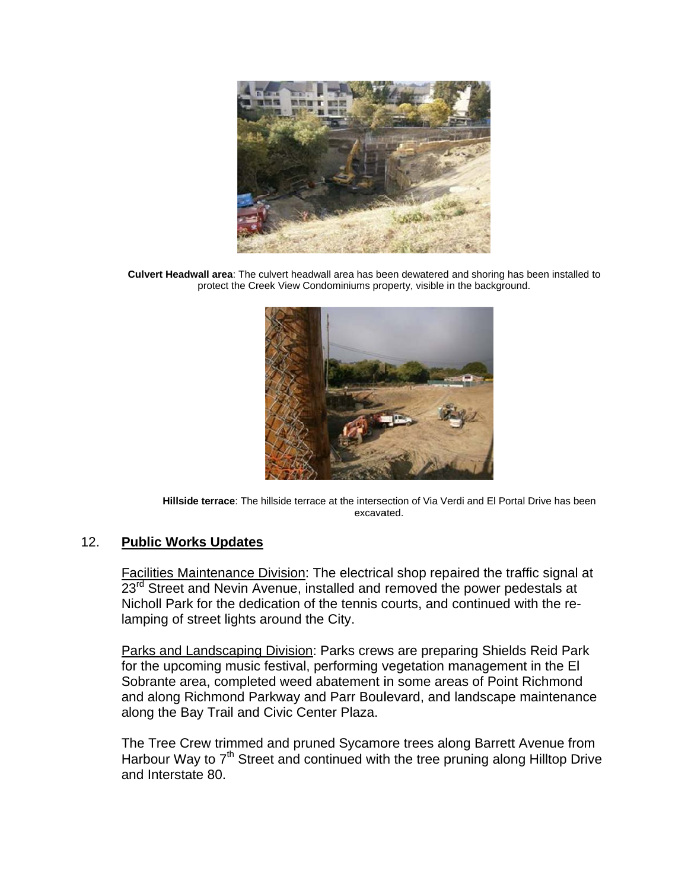**Culvert Headwall area**: The culvert headwall area has been dewatered and shoring has been installed to protect the Creek View Condominiums property, visible in the background.

**Hillside terrace**: The hillside terrace at the intersection of Via Verdi and El Portal Drive has been excavated.

## 12. Public Works Updates

Facilities Maintenance Division: The electrical shop repaired the traffic signal at 23rd Street and Nevin Avenue, installed and removed the power pedestals at Nicholl Park for the dedication of the tennis courts, and continued with the re-lamping of street lights around the City.

Parks and Landscaping Division: Parks crews are preparing Shields Reid Park for the upcoming music festival, performing vegetation management in the El Sobrante area, completed weed abatement in some areas of Point Richmond and along Richmond Parkway and Parr Boulevard, and landscape maintenance along the Bay Trail and Civic Center Plaza.

The Tree Crew trimmed and pruned Sycamore trees along Barrett Avenue from Harbour Way to 7th Street and continued with the tree pruning along Hilltop Drive and Interstate 80.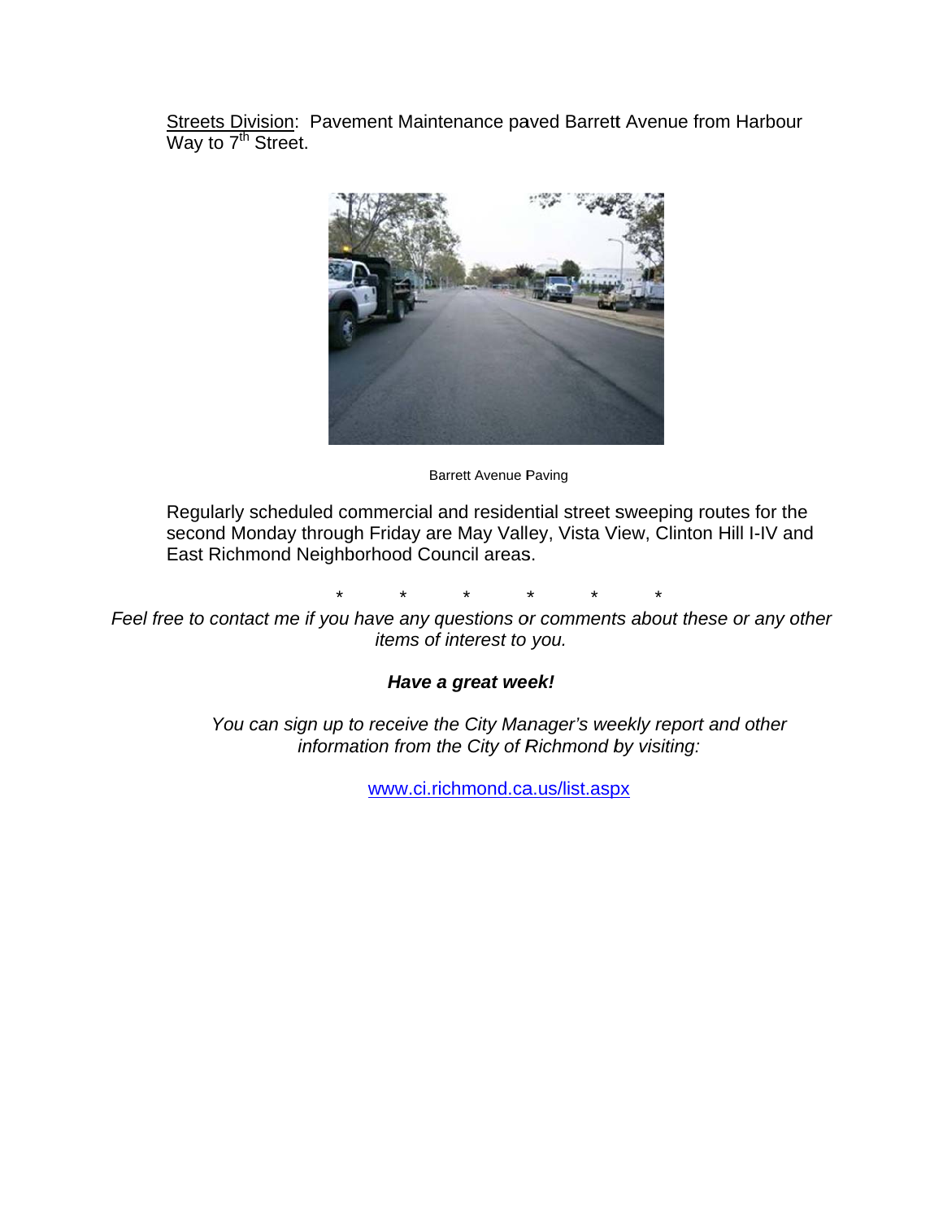Streets Division: Pavement Maintenance paved Barrett Avenue from Harbour Way to 7th Street.

Barrett Avenue Paving

Regularly scheduled commercial and residential street sweeping routes for the second Monday through Friday are May Valley, Vista View, Clinton Hill I-IV and East Richmond Neighborhood Council areas.

\*     \*     \*     \*     \*     \*

*Feel free to contact me if you have any questions or comments about these or any other items of interest to you.*

***Have a great week!***

*You can sign up to receive the City Manager's weekly report and other information from the City of Richmond by visiting:*

www.ci.richmond.ca.us/list.aspx